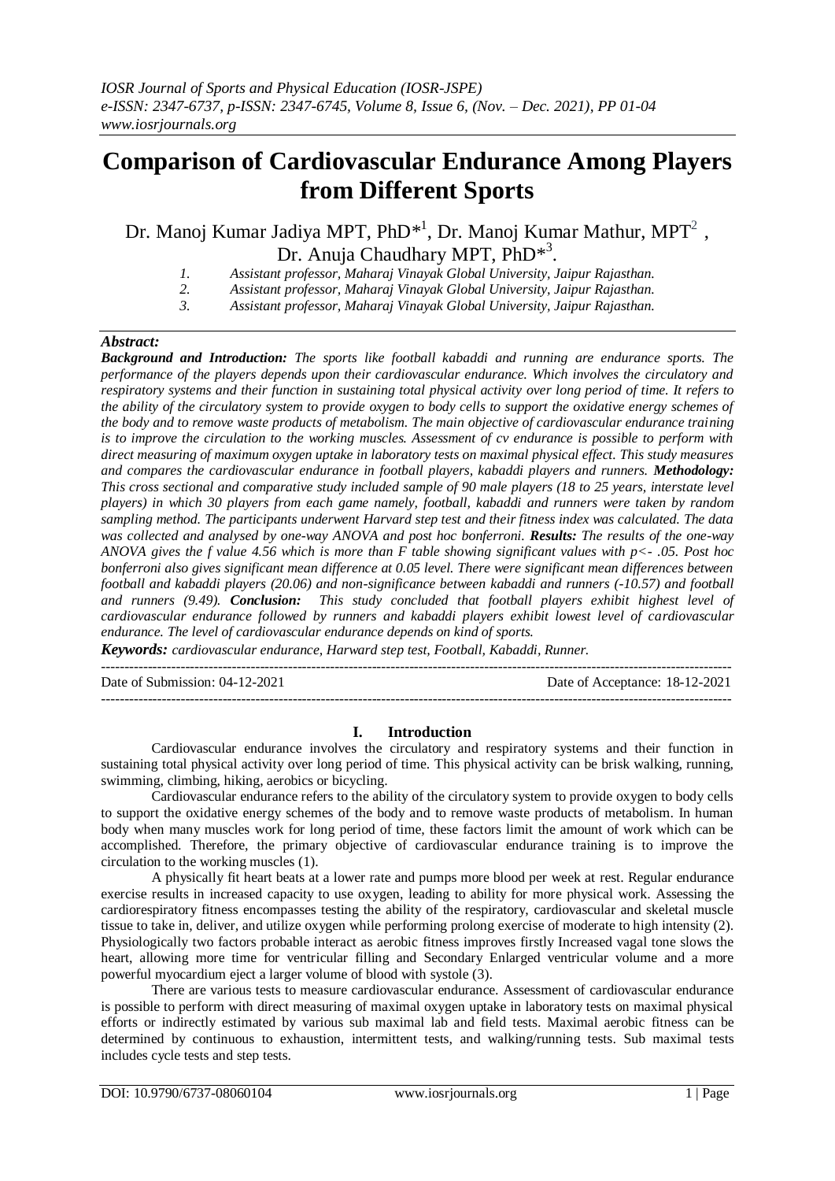# Comparison of Cardiovascular Endurance Among Players from Different Sports

Dr. Manoj Kumar Jadiya MPT, PhD*[1], Dr. Manoj Kumar Mathur, MPT[2], Dr. Anuja Chaudhary MPT, PhD*[3].

1. *Assistant professor, Maharaj Vinayak Global University, Jaipur Rajasthan.*
2. *Assistant professor, Maharaj Vinayak Global University, Jaipur Rajasthan.*
3. *Assistant professor, Maharaj Vinayak Global University, Jaipur Rajasthan.*

***Abstract:***

***Background and Introduction:*** *The sports like football kabaddi and running are endurance sports. The performance of the players depends upon their cardiovascular endurance. Which involves the circulatory and respiratory systems and their function in sustaining total physical activity over long period of time. It refers to the ability of the circulatory system to provide oxygen to body cells to support the oxidative energy schemes of the body and to remove waste products of metabolism. The main objective of cardiovascular endurance training is to improve the circulation to the working muscles. Assessment of cv endurance is possible to perform with direct measuring of maximum oxygen uptake in laboratory tests on maximal physical effect. This study measures and compares the cardiovascular endurance in football players, kabaddi players and runners.* ***Methodology:*** *This cross sectional and comparative study included sample of 90 male players (18 to 25 years, interstate level players) in which 30 players from each game namely, football, kabaddi and runners were taken by random sampling method. The participants underwent Harvard step test and their fitness index was calculated. The data was collected and analysed by one-way ANOVA and post hoc bonferroni.* ***Results:*** *The results of the one-way ANOVA gives the f value 4.56 which is more than F table showing significant values with p<- .05. Post hoc bonferroni also gives significant mean difference at 0.05 level. There were significant mean differences between football and kabaddi players (20.06) and non-significance between kabaddi and runners (-10.57) and football and runners (9.49).* ***Conclusion:*** *This study concluded that football players exhibit highest level of cardiovascular endurance followed by runners and kabaddi players exhibit lowest level of cardiovascular endurance. The level of cardiovascular endurance depends on kind of sports.*

***Keywords:*** *cardiovascular endurance, Harward step test, Football, Kabaddi, Runner.*

---

Date of Submission: 04-12-2021 Date of Acceptance: 18-12-2021

---

## I. Introduction

Cardiovascular endurance involves the circulatory and respiratory systems and their function in sustaining total physical activity over long period of time. This physical activity can be brisk walking, running, swimming, climbing, hiking, aerobics or bicycling.

Cardiovascular endurance refers to the ability of the circulatory system to provide oxygen to body cells to support the oxidative energy schemes of the body and to remove waste products of metabolism. In human body when many muscles work for long period of time, these factors limit the amount of work which can be accomplished. Therefore, the primary objective of cardiovascular endurance training is to improve the circulation to the working muscles (1).

A physically fit heart beats at a lower rate and pumps more blood per week at rest. Regular endurance exercise results in increased capacity to use oxygen, leading to ability for more physical work. Assessing the cardiorespiratory fitness encompasses testing the ability of the respiratory, cardiovascular and skeletal muscle tissue to take in, deliver, and utilize oxygen while performing prolong exercise of moderate to high intensity (2). Physiologically two factors probable interact as aerobic fitness improves firstly Increased vagal tone slows the heart, allowing more time for ventricular filling and Secondary Enlarged ventricular volume and a more powerful myocardium eject a larger volume of blood with systole (3).

There are various tests to measure cardiovascular endurance. Assessment of cardiovascular endurance is possible to perform with direct measuring of maximal oxygen uptake in laboratory tests on maximal physical efforts or indirectly estimated by various sub maximal lab and field tests. Maximal aerobic fitness can be determined by continuous to exhaustion, intermittent tests, and walking/running tests. Sub maximal tests includes cycle tests and step tests.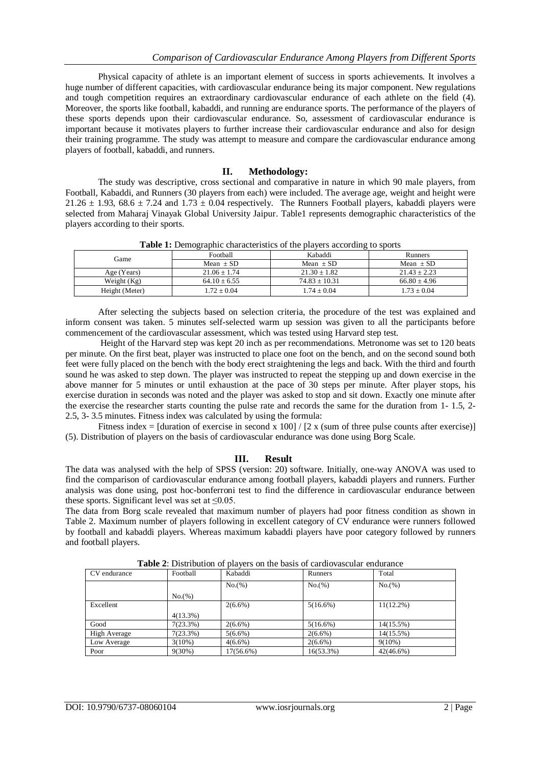Physical capacity of athlete is an important element of success in sports achievements. It involves a huge number of different capacities, with cardiovascular endurance being its major component. New regulations and tough competition requires an extraordinary cardiovascular endurance of each athlete on the field (4). Moreover, the sports like football, kabaddi, and running are endurance sports. The performance of the players of these sports depends upon their cardiovascular endurance. So, assessment of cardiovascular endurance is important because it motivates players to further increase their cardiovascular endurance and also for design their training programme. The study was attempt to measure and compare the cardiovascular endurance among players of football, kabaddi, and runners.

## II. Methodology:

The study was descriptive, cross sectional and comparative in nature in which 90 male players, from Football, Kabaddi, and Runners (30 players from each) were included. The average age, weight and height were $21.26 \pm 1.93$, $68.6 \pm 7.24$ and $1.73 \pm 0.04$ respectively. The Runners Football players, kabaddi players were selected from Maharaj Vinayak Global University Jaipur. Table1 represents demographic characteristics of the players according to their sports.

**Table 1:** Demographic characteristics of the players according to sports

| Game | Football | Kabaddi | Runners |
|---|---|---|---|
| | Mean ± SD | Mean ± SD | Mean ± SD |
| Age (Years) | 21.06 ± 1.74 | 21.30 ± 1.82 | 21.43 ± 2.23 |
| Weight (Kg) | 64.10 ± 6.55 | 74.83 ± 10.31 | 66.80 ± 4.96 |
| Height (Meter) | 1.72 ± 0.04 | 1.74 ± 0.04 | 1.73 ± 0.04 |

After selecting the subjects based on selection criteria, the procedure of the test was explained and inform consent was taken. 5 minutes self-selected warm up session was given to all the participants before commencement of the cardiovascular assessment, which was tested using Harvard step test.

Height of the Harvard step was kept 20 inch as per recommendations. Metronome was set to 120 beats per minute. On the first beat, player was instructed to place one foot on the bench, and on the second sound both feet were fully placed on the bench with the body erect straightening the legs and back. With the third and fourth sound he was asked to step down. The player was instructed to repeat the stepping up and down exercise in the above manner for 5 minutes or until exhaustion at the pace of 30 steps per minute. After player stops, his exercise duration in seconds was noted and the player was asked to stop and sit down. Exactly one minute after the exercise the researcher starts counting the pulse rate and records the same for the duration from 1- 1.5, 2-2.5, 3- 3.5 minutes. Fitness index was calculated by using the formula:

Fitness index = [duration of exercise in second x 100] / [2 x (sum of three pulse counts after exercise)] (5). Distribution of players on the basis of cardiovascular endurance was done using Borg Scale.

## III. Result

The data was analysed with the help of SPSS (version: 20) software. Initially, one-way ANOVA was used to find the comparison of cardiovascular endurance among football players, kabaddi players and runners. Further analysis was done using, post hoc-bonferroni test to find the difference in cardiovascular endurance between these sports. Significant level was set at $\leq 0.05$.

The data from Borg scale revealed that maximum number of players had poor fitness condition as shown in Table 2. Maximum number of players following in excellent category of CV endurance were runners followed by football and kabaddi players. Whereas maximum kabaddi players have poor category followed by runners and football players.

**Table 2**: Distribution of players on the basis of cardiovascular endurance

| CV endurance | Football | Kabaddi | Runners | Total |
|---|---|---|---|---|
| | No.(%) | No.(%) | No.(%) | No.(%) |
| Excellent | 4(13.3%) | 2(6.6%) | 5(16.6%) | 11(12.2%) |
| Good | 7(23.3%) | 2(6.6%) | 5(16.6%) | 14(15.5%) |
| High Average | 7(23.3%) | 5(6.6%) | 2(6.6%) | 14(15.5%) |
| Low Average | 3(10%) | 4(6.6%) | 2(6.6%) | 9(10%) |
| Poor | 9(30%) | 17(56.6%) | 16(53.3%) | 42(46.6%) |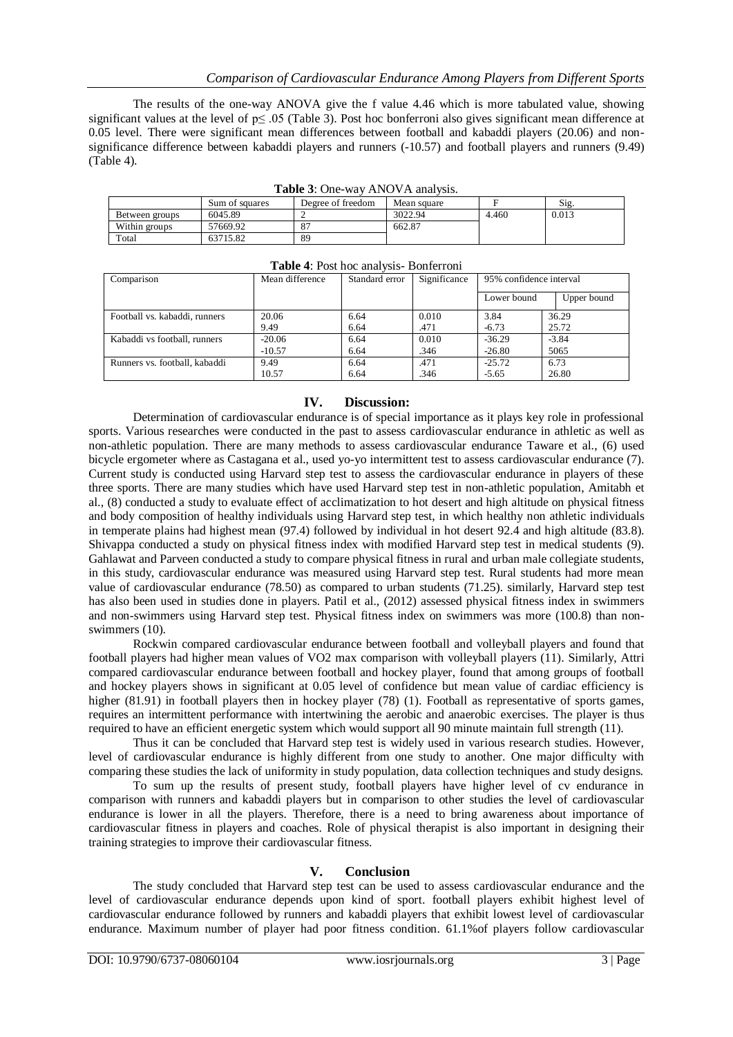The results of the one-way ANOVA give the f value 4.46 which is more tabulated value, showing significant values at the level of p≤ .05 (Table 3). Post hoc bonferroni also gives significant mean difference at 0.05 level. There were significant mean differences between football and kabaddi players (20.06) and non-significance difference between kabaddi players and runners (-10.57) and football players and runners (9.49) (Table 4).

**Table 3**: One-way ANOVA analysis.

| | Sum of squares | Degree of freedom | Mean square | F | Sig. |
|---|---|---|---|---|---|
| Between groups | 6045.89 | 2 | 3022.94 | 4.460 | 0.013 |
| Within groups | 57669.92 | 87 | 662.87 | | |
| Total | 63715.82 | 89 | | | |

**Table 4**: Post hoc analysis- Bonferroni

| Comparison | Mean difference | Standard error | Significance | 95% confidence interval | |
|---|---|---|---|---|---|
| | | | | Lower bound | Upper bound |
| Football vs. kabaddi, runners | 20.06<br>9.49 | 6.64<br>6.64 | 0.010<br>.471 | 3.84<br>-6.73 | 36.29<br>25.72 |
| Kabaddi vs football, runners | -20.06<br>-10.57 | 6.64<br>6.64 | 0.010<br>.346 | -36.29<br>-26.80 | -3.84<br>5065 |
| Runners vs. football, kabaddi | 9.49<br>10.57 | 6.64<br>6.64 | .471<br>.346 | -25.72<br>-5.65 | 6.73<br>26.80 |

## IV. Discussion:

Determination of cardiovascular endurance is of special importance as it plays key role in professional sports. Various researches were conducted in the past to assess cardiovascular endurance in athletic as well as non-athletic population. There are many methods to assess cardiovascular endurance Taware et al., (6) used bicycle ergometer where as Castagana et al., used yo-yo intermittent test to assess cardiovascular endurance (7). Current study is conducted using Harvard step test to assess the cardiovascular endurance in players of these three sports. There are many studies which have used Harvard step test in non-athletic population, Amitabh et al., (8) conducted a study to evaluate effect of acclimatization to hot desert and high altitude on physical fitness and body composition of healthy individuals using Harvard step test, in which healthy non athletic individuals in temperate plains had highest mean (97.4) followed by individual in hot desert 92.4 and high altitude (83.8). Shivappa conducted a study on physical fitness index with modified Harvard step test in medical students (9). Gahlawat and Parveen conducted a study to compare physical fitness in rural and urban male collegiate students, in this study, cardiovascular endurance was measured using Harvard step test. Rural students had more mean value of cardiovascular endurance (78.50) as compared to urban students (71.25). similarly, Harvard step test has also been used in studies done in players. Patil et al., (2012) assessed physical fitness index in swimmers and non-swimmers using Harvard step test. Physical fitness index on swimmers was more (100.8) than non-swimmers (10).

Rockwin compared cardiovascular endurance between football and volleyball players and found that football players had higher mean values of VO2 max comparison with volleyball players (11). Similarly, Attri compared cardiovascular endurance between football and hockey player, found that among groups of football and hockey players shows in significant at 0.05 level of confidence but mean value of cardiac efficiency is higher (81.91) in football players then in hockey player (78) (1). Football as representative of sports games, requires an intermittent performance with intertwining the aerobic and anaerobic exercises. The player is thus required to have an efficient energetic system which would support all 90 minute maintain full strength (11).

Thus it can be concluded that Harvard step test is widely used in various research studies. However, level of cardiovascular endurance is highly different from one study to another. One major difficulty with comparing these studies the lack of uniformity in study population, data collection techniques and study designs.

To sum up the results of present study, football players have higher level of cv endurance in comparison with runners and kabaddi players but in comparison to other studies the level of cardiovascular endurance is lower in all the players. Therefore, there is a need to bring awareness about importance of cardiovascular fitness in players and coaches. Role of physical therapist is also important in designing their training strategies to improve their cardiovascular fitness.

## V. Conclusion

The study concluded that Harvard step test can be used to assess cardiovascular endurance and the level of cardiovascular endurance depends upon kind of sport. football players exhibit highest level of cardiovascular endurance followed by runners and kabaddi players that exhibit lowest level of cardiovascular endurance. Maximum number of player had poor fitness condition. 61.1%of players follow cardiovascular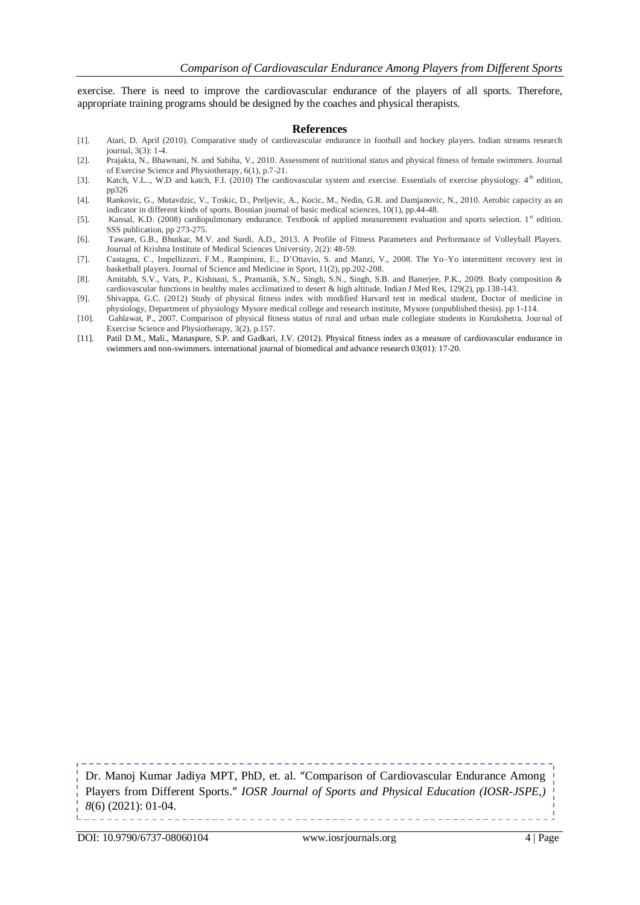exercise. There is need to improve the cardiovascular endurance of the players of all sports. Therefore, appropriate training programs should be designed by the coaches and physical therapists.

## References

[1]. Atari, D. April (2010). Comparative study of cardiovascular endurance in football and hockey players. Indian streams research journal, 3(3): 1-4.

[2]. Prajakta, N., Bhawnani, N. and Sabiha, V., 2010. Assessment of nutritional status and physical fitness of female swimmers. Journal of Exercise Science and Physiotherapy, 6(1), p.7-21.

[3]. Katch, V.L.., W.D and katch, F.I. (2010) The cardiovascular system and exercise. Essentials of exercise physiology. 4th edition, pp326

[4]. Rankovic, G., Mutavdzic, V., Toskic, D., Preljevic, A., Kocic, M., Nedin, G.R. and Damjanovic, N., 2010. Aerobic capacity as an indicator in different kinds of sports. Bosnian journal of basic medical sciences, 10(1), pp.44-48.

[5]. Kansal, K.D. (2008) cardiopulmonary endurance. Textbook of applied measurement evaluation and sports selection. 1st edition. SSS publication, pp 273-275.

[6]. Taware, G.B., Bhutkar, M.V. and Surdi, A.D., 2013. A Profile of Fitness Parameters and Performance of Volleyball Players. Journal of Krishna Institute of Medical Sciences University, 2(2): 48-59.

[7]. Castagna, C., Impellizzeri, F.M., Rampinini, E., D'Ottavio, S. and Manzi, V., 2008. The Yo–Yo intermittent recovery test in basketball players. Journal of Science and Medicine in Sport, 11(2), pp.202-208.

[8]. Amitabh, S.V., Vats, P., Kishnani, S., Pramanik, S.N., Singh, S.N., Singh, S.B. and Banerjee, P.K., 2009. Body composition & cardiovascular functions in healthy males acclimatized to desert & high altitude. Indian J Med Res, 129(2), pp.138-143.

[9]. Shivappa, G.C. (2012) Study of physical fitness index with modified Harvard test in medical student, Doctor of medicine in physiology, Department of physiology Mysore medical college and research institute, Mysore (unpublished thesis). pp 1-114.

[10]. Gahlawat, P., 2007. Comparison of physical fitness status of rural and urban male collegiate students in Kurukshetra. Journal of Exercise Science and Physiotherapy, 3(2), p.157.

[11]. Patil D.M., Mali., Manaspure, S.P. and Gadkari, J.V. (2012). Physical fitness index as a measure of cardiovascular endurance in swimmers and non-swimmers. international journal of biomedical and advance research 03(01): 17-20.

Dr. Manoj Kumar Jadiya MPT, PhD, et. al. "Comparison of Cardiovascular Endurance Among Players from Different Sports." *IOSR Journal of Sports and Physical Education (IOSR-JSPE,) 8*(6) (2021): 01-04.